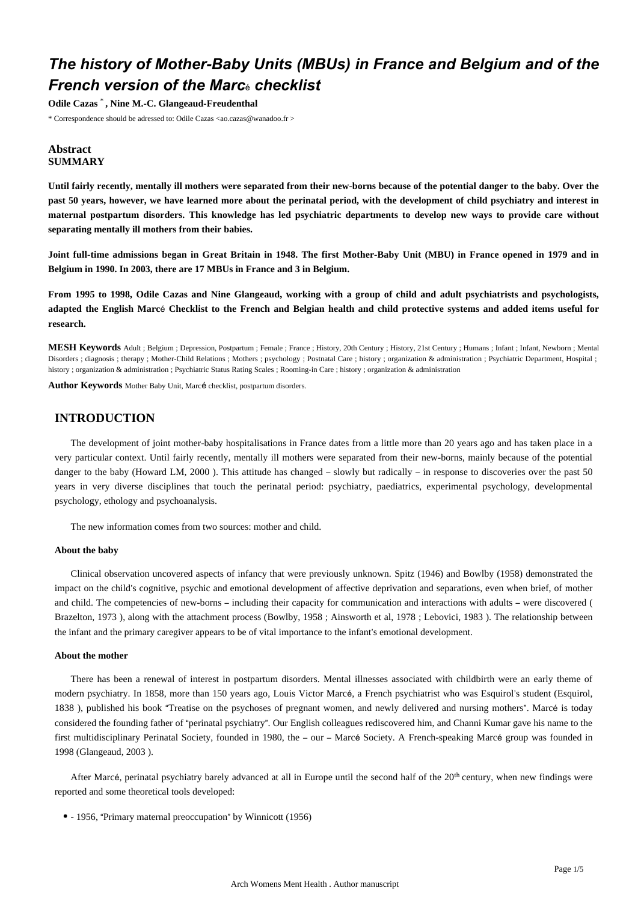# *The history of Mother-Baby Units (MBUs) in France and Belgium and of the French version of the Marcé checklist*

**Odile Cazas** * **, Nine M.-C. Glangeaud-Freudenthal**

* Correspondence should be adressed to: Odile Cazas <ao.cazas@wanadoo.fr >

## Abstract

### SUMMARY

**Until fairly recently, mentally ill mothers were separated from their new-borns because of the potential danger to the baby. Over the past 50 years, however, we have learned more about the perinatal period, with the development of child psychiatry and interest in maternal postpartum disorders. This knowledge has led psychiatric departments to develop new ways to provide care without separating mentally ill mothers from their babies.**

**Joint full-time admissions began in Great Britain in 1948. The first Mother-Baby Unit (MBU) in France opened in 1979 and in Belgium in 1990. In 2003, there are 17 MBUs in France and 3 in Belgium.**

**From 1995 to 1998, Odile Cazas and Nine Glangeaud, working with a group of child and adult psychiatrists and psychologists, adapted the English Marcé Checklist to the French and Belgian health and child protective systems and added items useful for research.**

**MESH Keywords** Adult ; Belgium ; Depression, Postpartum ; Female ; France ; History, 20th Century ; History, 21st Century ; Humans ; Infant ; Infant, Newborn ; Mental Disorders ; diagnosis ; therapy ; Mother-Child Relations ; Mothers ; psychology ; Postnatal Care ; history ; organization & administration ; Psychiatric Department, Hospital ; history ; organization & administration ; Psychiatric Status Rating Scales ; Rooming-in Care ; history ; organization & administration

**Author Keywords** Mother Baby Unit, Marcé checklist, postpartum disorders.

## INTRODUCTION

The development of joint mother-baby hospitalisations in France dates from a little more than 20 years ago and has taken place in a very particular context. Until fairly recently, mentally ill mothers were separated from their new-borns, mainly because of the potential danger to the baby (Howard LM, 2000 ). This attitude has changed – slowly but radically – in response to discoveries over the past 50 years in very diverse disciplines that touch the perinatal period: psychiatry, paediatrics, experimental psychology, developmental psychology, ethology and psychoanalysis.

The new information comes from two sources: mother and child.

#### About the baby

Clinical observation uncovered aspects of infancy that were previously unknown. Spitz (1946) and Bowlby (1958) demonstrated the impact on the child's cognitive, psychic and emotional development of affective deprivation and separations, even when brief, of mother and child. The competencies of new-borns – including their capacity for communication and interactions with adults – were discovered ( Brazelton, 1973 ), along with the attachment process (Bowlby, 1958 ; Ainsworth et al, 1978 ; Lebovici, 1983 ). The relationship between the infant and the primary caregiver appears to be of vital importance to the infant's emotional development.

#### About the mother

There has been a renewal of interest in postpartum disorders. Mental illnesses associated with childbirth were an early theme of modern psychiatry. In 1858, more than 150 years ago, Louis Victor Marcé, a French psychiatrist who was Esquirol's student (Esquirol, 1838 ), published his book "Treatise on the psychoses of pregnant women, and newly delivered and nursing mothers". Marcé is today considered the founding father of "perinatal psychiatry". Our English colleagues rediscovered him, and Channi Kumar gave his name to the first multidisciplinary Perinatal Society, founded in 1980, the – our – Marcé Society. A French-speaking Marcé group was founded in 1998 (Glangeaud, 2003 ).

After Marcé, perinatal psychiatry barely advanced at all in Europe until the second half of the 20th century, when new findings were reported and some theoretical tools developed:

- - 1956, "Primary maternal preoccupation" by Winnicott (1956)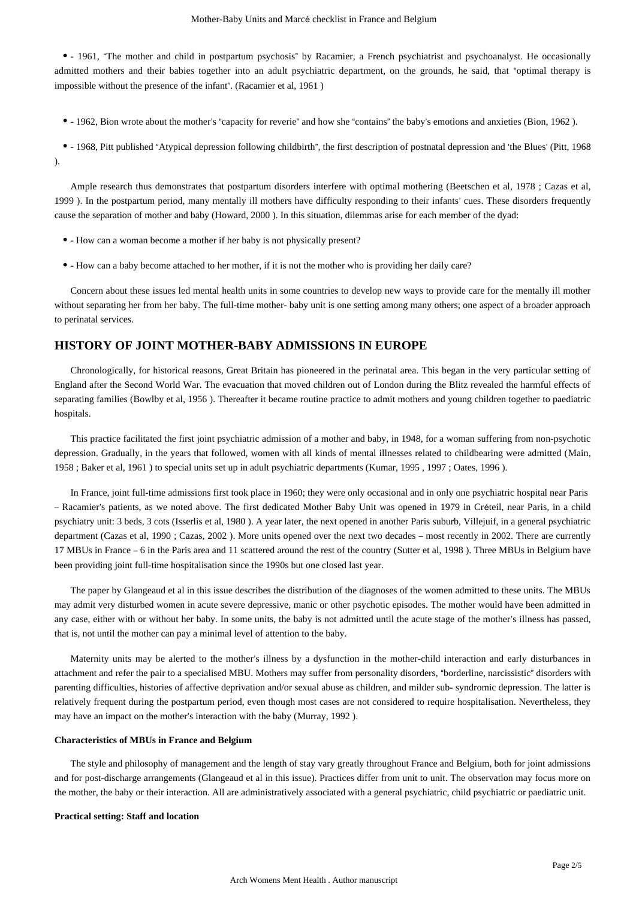- - 1961, "The mother and child in postpartum psychosis" by Racamier, a French psychiatrist and psychoanalyst. He occasionally admitted mothers and their babies together into an adult psychiatric department, on the grounds, he said, that "optimal therapy is impossible without the presence of the infant". (Racamier et al, 1961 )

- - 1962, Bion wrote about the mother's "capacity for reverie" and how she "contains" the baby's emotions and anxieties (Bion, 1962 ).

- - 1968, Pitt published "Atypical depression following childbirth", the first description of postnatal depression and 'the Blues' (Pitt, 1968 ).

Ample research thus demonstrates that postpartum disorders interfere with optimal mothering (Beetschen et al, 1978 ; Cazas et al, 1999 ). In the postpartum period, many mentally ill mothers have difficulty responding to their infants' cues. These disorders frequently cause the separation of mother and baby (Howard, 2000 ). In this situation, dilemmas arise for each member of the dyad:

- - How can a woman become a mother if her baby is not physically present?

- - How can a baby become attached to her mother, if it is not the mother who is providing her daily care?

Concern about these issues led mental health units in some countries to develop new ways to provide care for the mentally ill mother without separating her from her baby. The full-time mother- baby unit is one setting among many others; one aspect of a broader approach to perinatal services.

## HISTORY OF JOINT MOTHER-BABY ADMISSIONS IN EUROPE

Chronologically, for historical reasons, Great Britain has pioneered in the perinatal area. This began in the very particular setting of England after the Second World War. The evacuation that moved children out of London during the Blitz revealed the harmful effects of separating families (Bowlby et al, 1956 ). Thereafter it became routine practice to admit mothers and young children together to paediatric hospitals.

This practice facilitated the first joint psychiatric admission of a mother and baby, in 1948, for a woman suffering from non-psychotic depression. Gradually, in the years that followed, women with all kinds of mental illnesses related to childbearing were admitted (Main, 1958 ; Baker et al, 1961 ) to special units set up in adult psychiatric departments (Kumar, 1995 , 1997 ; Oates, 1996 ).

In France, joint full-time admissions first took place in 1960; they were only occasional and in only one psychiatric hospital near Paris – Racamier's patients, as we noted above. The first dedicated Mother Baby Unit was opened in 1979 in Créteil, near Paris, in a child psychiatry unit: 3 beds, 3 cots (Isserlis et al, 1980 ). A year later, the next opened in another Paris suburb, Villejuif, in a general psychiatric department (Cazas et al, 1990 ; Cazas, 2002 ). More units opened over the next two decades – most recently in 2002. There are currently 17 MBUs in France – 6 in the Paris area and 11 scattered around the rest of the country (Sutter et al, 1998 ). Three MBUs in Belgium have been providing joint full-time hospitalisation since the 1990s but one closed last year.

The paper by Glangeaud et al in this issue describes the distribution of the diagnoses of the women admitted to these units. The MBUs may admit very disturbed women in acute severe depressive, manic or other psychotic episodes. The mother would have been admitted in any case, either with or without her baby. In some units, the baby is not admitted until the acute stage of the mother's illness has passed, that is, not until the mother can pay a minimal level of attention to the baby.

Maternity units may be alerted to the mother's illness by a dysfunction in the mother-child interaction and early disturbances in attachment and refer the pair to a specialised MBU. Mothers may suffer from personality disorders, "borderline, narcissistic" disorders with parenting difficulties, histories of affective deprivation and/or sexual abuse as children, and milder sub- syndromic depression. The latter is relatively frequent during the postpartum period, even though most cases are not considered to require hospitalisation. Nevertheless, they may have an impact on the mother's interaction with the baby (Murray, 1992 ).

#### Characteristics of MBUs in France and Belgium

The style and philosophy of management and the length of stay vary greatly throughout France and Belgium, both for joint admissions and for post-discharge arrangements (Glangeaud et al in this issue). Practices differ from unit to unit. The observation may focus more on the mother, the baby or their interaction. All are administratively associated with a general psychiatric, child psychiatric or paediatric unit.

#### Practical setting: Staff and location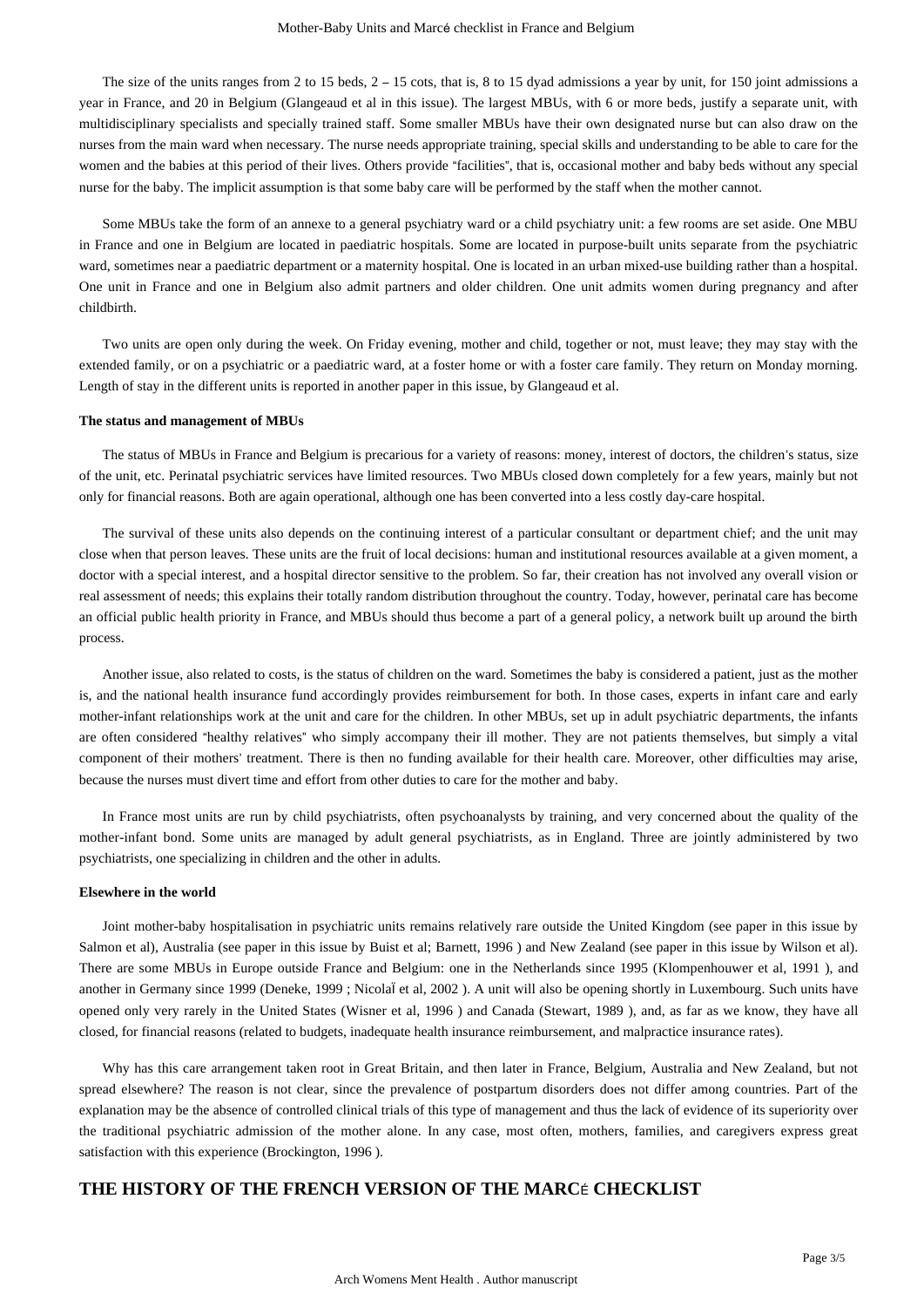The size of the units ranges from 2 to 15 beds, 2 – 15 cots, that is, 8 to 15 dyad admissions a year by unit, for 150 joint admissions a year in France, and 20 in Belgium (Glangeaud et al in this issue). The largest MBUs, with 6 or more beds, justify a separate unit, with multidisciplinary specialists and specially trained staff. Some smaller MBUs have their own designated nurse but can also draw on the nurses from the main ward when necessary. The nurse needs appropriate training, special skills and understanding to be able to care for the women and the babies at this period of their lives. Others provide "facilities", that is, occasional mother and baby beds without any special nurse for the baby. The implicit assumption is that some baby care will be performed by the staff when the mother cannot.

Some MBUs take the form of an annexe to a general psychiatry ward or a child psychiatry unit: a few rooms are set aside. One MBU in France and one in Belgium are located in paediatric hospitals. Some are located in purpose-built units separate from the psychiatric ward, sometimes near a paediatric department or a maternity hospital. One is located in an urban mixed-use building rather than a hospital. One unit in France and one in Belgium also admit partners and older children. One unit admits women during pregnancy and after childbirth.

Two units are open only during the week. On Friday evening, mother and child, together or not, must leave; they may stay with the extended family, or on a psychiatric or a paediatric ward, at a foster home or with a foster care family. They return on Monday morning. Length of stay in the different units is reported in another paper in this issue, by Glangeaud et al.

### The status and management of MBUs

The status of MBUs in France and Belgium is precarious for a variety of reasons: money, interest of doctors, the children's status, size of the unit, etc. Perinatal psychiatric services have limited resources. Two MBUs closed down completely for a few years, mainly but not only for financial reasons. Both are again operational, although one has been converted into a less costly day-care hospital.

The survival of these units also depends on the continuing interest of a particular consultant or department chief; and the unit may close when that person leaves. These units are the fruit of local decisions: human and institutional resources available at a given moment, a doctor with a special interest, and a hospital director sensitive to the problem. So far, their creation has not involved any overall vision or real assessment of needs; this explains their totally random distribution throughout the country. Today, however, perinatal care has become an official public health priority in France, and MBUs should thus become a part of a general policy, a network built up around the birth process.

Another issue, also related to costs, is the status of children on the ward. Sometimes the baby is considered a patient, just as the mother is, and the national health insurance fund accordingly provides reimbursement for both. In those cases, experts in infant care and early mother-infant relationships work at the unit and care for the children. In other MBUs, set up in adult psychiatric departments, the infants are often considered "healthy relatives" who simply accompany their ill mother. They are not patients themselves, but simply a vital component of their mothers' treatment. There is then no funding available for their health care. Moreover, other difficulties may arise, because the nurses must divert time and effort from other duties to care for the mother and baby.

In France most units are run by child psychiatrists, often psychoanalysts by training, and very concerned about the quality of the mother-infant bond. Some units are managed by adult general psychiatrists, as in England. Three are jointly administered by two psychiatrists, one specializing in children and the other in adults.

### Elsewhere in the world

Joint mother-baby hospitalisation in psychiatric units remains relatively rare outside the United Kingdom (see paper in this issue by Salmon et al), Australia (see paper in this issue by Buist et al; Barnett, 1996 ) and New Zealand (see paper in this issue by Wilson et al). There are some MBUs in Europe outside France and Belgium: one in the Netherlands since 1995 (Klompenhouwer et al, 1991 ), and another in Germany since 1999 (Deneke, 1999 ; Nicolaï et al, 2002 ). A unit will also be opening shortly in Luxembourg. Such units have opened only very rarely in the United States (Wisner et al, 1996 ) and Canada (Stewart, 1989 ), and, as far as we know, they have all closed, for financial reasons (related to budgets, inadequate health insurance reimbursement, and malpractice insurance rates).

Why has this care arrangement taken root in Great Britain, and then later in France, Belgium, Australia and New Zealand, but not spread elsewhere? The reason is not clear, since the prevalence of postpartum disorders does not differ among countries. Part of the explanation may be the absence of controlled clinical trials of this type of management and thus the lack of evidence of its superiority over the traditional psychiatric admission of the mother alone. In any case, most often, mothers, families, and caregivers express great satisfaction with this experience (Brockington, 1996 ).

## THE HISTORY OF THE FRENCH VERSION OF THE MARCÉ CHECKLIST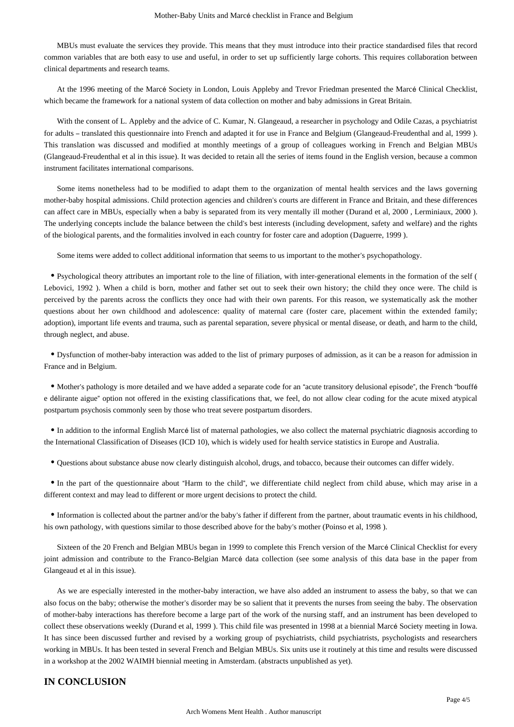MBUs must evaluate the services they provide. This means that they must introduce into their practice standardised files that record common variables that are both easy to use and useful, in order to set up sufficiently large cohorts. This requires collaboration between clinical departments and research teams.

At the 1996 meeting of the Marcé Society in London, Louis Appleby and Trevor Friedman presented the Marcé Clinical Checklist, which became the framework for a national system of data collection on mother and baby admissions in Great Britain.

With the consent of L. Appleby and the advice of C. Kumar, N. Glangeaud, a researcher in psychology and Odile Cazas, a psychiatrist for adults – translated this questionnaire into French and adapted it for use in France and Belgium (Glangeaud-Freudenthal and al, 1999 ). This translation was discussed and modified at monthly meetings of a group of colleagues working in French and Belgian MBUs (Glangeaud-Freudenthal et al in this issue). It was decided to retain all the series of items found in the English version, because a common instrument facilitates international comparisons.

Some items nonetheless had to be modified to adapt them to the organization of mental health services and the laws governing mother-baby hospital admissions. Child protection agencies and children's courts are different in France and Britain, and these differences can affect care in MBUs, especially when a baby is separated from its very mentally ill mother (Durand et al, 2000 , Lerminiaux, 2000 ). The underlying concepts include the balance between the child's best interests (including development, safety and welfare) and the rights of the biological parents, and the formalities involved in each country for foster care and adoption (Daguerre, 1999 ).

Some items were added to collect additional information that seems to us important to the mother's psychopathology.

- Psychological theory attributes an important role to the line of filiation, with inter-generational elements in the formation of the self ( Lebovici, 1992 ). When a child is born, mother and father set out to seek their own history; the child they once were. The child is perceived by the parents across the conflicts they once had with their own parents. For this reason, we systematically ask the mother questions about her own childhood and adolescence: quality of maternal care (foster care, placement within the extended family; adoption), important life events and trauma, such as parental separation, severe physical or mental disease, or death, and harm to the child, through neglect, and abuse.
- Dysfunction of mother-baby interaction was added to the list of primary purposes of admission, as it can be a reason for admission in France and in Belgium.
- Mother's pathology is more detailed and we have added a separate code for an "acute transitory delusional episode", the French "bouffée délirante aigue" option not offered in the existing classifications that, we feel, do not allow clear coding for the acute mixed atypical postpartum psychosis commonly seen by those who treat severe postpartum disorders.
- In addition to the informal English Marcé list of maternal pathologies, we also collect the maternal psychiatric diagnosis according to the International Classification of Diseases (ICD 10), which is widely used for health service statistics in Europe and Australia.
- Questions about substance abuse now clearly distinguish alcohol, drugs, and tobacco, because their outcomes can differ widely.
- In the part of the questionnaire about "Harm to the child", we differentiate child neglect from child abuse, which may arise in a different context and may lead to different or more urgent decisions to protect the child.
- Information is collected about the partner and/or the baby's father if different from the partner, about traumatic events in his childhood, his own pathology, with questions similar to those described above for the baby's mother (Poinso et al, 1998 ).

Sixteen of the 20 French and Belgian MBUs began in 1999 to complete this French version of the Marcé Clinical Checklist for every joint admission and contribute to the Franco-Belgian Marcé data collection (see some analysis of this data base in the paper from Glangeaud et al in this issue).

As we are especially interested in the mother-baby interaction, we have also added an instrument to assess the baby, so that we can also focus on the baby; otherwise the mother's disorder may be so salient that it prevents the nurses from seeing the baby. The observation of mother-baby interactions has therefore become a large part of the work of the nursing staff, and an instrument has been developed to collect these observations weekly (Durand et al, 1999 ). This child file was presented in 1998 at a biennial Marcé Society meeting in Iowa. It has since been discussed further and revised by a working group of psychiatrists, child psychiatrists, psychologists and researchers working in MBUs. It has been tested in several French and Belgian MBUs. Six units use it routinely at this time and results were discussed in a workshop at the 2002 WAIMH biennial meeting in Amsterdam. (abstracts unpublished as yet).

## IN CONCLUSION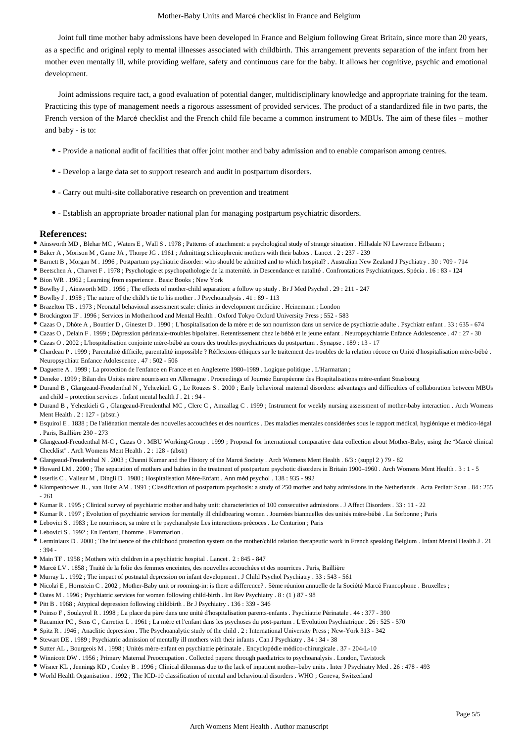Joint full time mother baby admissions have been developed in France and Belgium following Great Britain, since more than 20 years, as a specific and original reply to mental illnesses associated with childbirth. This arrangement prevents separation of the infant from her mother even mentally ill, while providing welfare, safety and continuous care for the baby. It allows her cognitive, psychic and emotional development.

Joint admissions require tact, a good evaluation of potential danger, multidisciplinary knowledge and appropriate training for the team. Practicing this type of management needs a rigorous assessment of provided services. The product of a standardized file in two parts, the French version of the Marcé checklist and the French child file became a common instrument to MBUs. The aim of these files – mother and baby - is to:

- - Provide a national audit of facilities that offer joint mother and baby admission and to enable comparison among centres.
- - Develop a large data set to support research and audit in postpartum disorders.
- - Carry out multi-site collaborative research on prevention and treatment
- - Establish an appropriate broader national plan for managing postpartum psychiatric disorders.

## References:

- Ainsworth MD , Blehar MC , Waters E , Wall S . 1978 ; Patterns of attachment: a psychological study of strange situation . Hillsdale NJ Lawrence Erlbaum ;
- Baker A , Morison M , Game JA , Thorpe JG . 1961 ; Admitting schizophrenic mothers with their babies . Lancet . 2 : 237 - 239
- Barnett B , Morgan M . 1996 ; Postpartum psychiatric disorder: who should be admitted and to which hospital? . Australian New Zealand J Psychiatry . 30 : 709 - 714
- Beetschen A , Charvet F . 1978 ; Psychologie et psychopathologie de la maternité. in Descendance et natalité . Confrontations Psychiatriques, Spécia . 16 : 83 - 124
- Bion WR . 1962 ; Learning from experience . Basic Books ; New York
- Bowlby J , Ainsworth MD . 1956 ; The effects of mother-child separation: a follow up study . Br J Med Psychol . 29 : 211 - 247
- Bowlby J . 1958 ; The nature of the child's tie to his mother . J Psychoanalysis . 41 : 89 - 113
- Brazelton TB . 1973 ; Neonatal behavioral assessment scale: clinics in development medicine . Heinemann ; London
- Brockington IF . 1996 ; Services in Motherhood and Mental Health . Oxford Tokyo Oxford University Press ; 552 - 583
- Cazas O , Dhôte A , Bouttier D , Ginestet D . 1990 ; L'hospitalisation de la mère et de son nourrisson dans un service de psychiatrie adulte . Psychiatr enfant . 33 : 635 - 674
- Cazas O , Delain F . 1999 ; Dépression périnatale-troubles bipolaires. Retentissement chez le bébé et le jeune enfant . Neuropsychiatrie Enfance Adolescence . 47 : 27 - 30
- Cazas O . 2002 ; L'hospitalisation conjointe mère-bébé au cours des troubles psychiatriques du postpartum . Synapse . 189 : 13 - 17
- Chardeau P . 1999 ; Parentalité difficile, parentalité impossible ? Réflexions éthiques sur le traitement des troubles de la relation récoce en Unité d'hospitalisation mère-bébé . Neuropsychiatr Enfance Adolescence . 47 : 502 - 506
- Daguerre A . 1999 ; La protection de l'enfance en France et en Angleterre 1980–1989 . Logique politique . L'Harmattan ;
- Deneke . 1999 ; Bilan des Unités mère nourrisson en Allemagne . Proceedings of Journée Européenne des Hospitalisations mère-enfant Strasbourg
- Durand B , Glangeaud-Freudenthal N , Yehezkieli G , Le Rouzes S . 2000 ; Early behavioral maternal disorders: advantages and difficulties of collaboration between MBUs and child – protection services . Infant mental health J . 21 : 94 -
- Durand B , Yehezkieli G , Glangeaud-Freudenthal MC , Clerc C , Amzallag C . 1999 ; Instrument for weekly nursing assessment of mother-baby interaction . Arch Womens Ment Health . 2 : 127 - (abstr.)
- Esquirol E . 1838 ; De l'aliénation mentale des nouvelles accouchées et des nourrices . Des maladies mentales considérées sous le rapport médical, hygiénique et médico-légal . Paris, Baillière 230 - 273
- Glangeaud-Freudenthal M-C , Cazas O . MBU Working-Group . 1999 ; Proposal for international comparative data collection about Mother-Baby, using the "Marcé clinical Checklist" . Arch Womens Ment Health . 2 : 128 - (abstr)
- Glangeaud-Freudenthal N . 2003 ; Channi Kumar and the History of the Marcé Society . Arch Womens Ment Health . 6/3 : (suppl 2 ) 79 - 82
- Howard LM . 2000 ; The separation of mothers and babies in the treatment of postpartum psychotic disorders in Britain 1900–1960 . Arch Womens Ment Health . 3 : 1 - 5
- Isserlis C , Valleur M , Dingli D . 1980 ; Hospitalisation Mère-Enfant . Ann méd psychol . 138 : 935 - 992
- Klompenhower JL , van Hulst AM . 1991 ; Classification of postpartum psychosis: a study of 250 mother and baby admissions in the Netherlands . Acta Pediatr Scan . 84 : 255 - 261
- Kumar R . 1995 ; Clinical survey of psychiatric mother and baby unit: characteristics of 100 consecutive admissions . J Affect Disorders . 33 : 11 - 22
- Kumar R . 1997 ; Evolution of psychiatric services for mentally ill childbearing women . Journées biannuelles des unités mère-bébé . La Sorbonne ; Paris
- Lebovici S . 1983 ; Le nourrisson, sa mère et le psychanalyste Les interactions précoces . Le Centurion ; Paris
- Lebovici S . 1992 ; En l'enfant, l'homme . Flammarion .
- Lerminiaux D . 2000 ; The influence of the childhood protection system on the mother/child relation therapeutic work in French speaking Belgium . Infant Mental Health J . 21 : 394 -
- Main TF . 1958 ; Mothers with children in a psychiatric hospital . Lancet . 2 : 845 - 847
- Marcé LV . 1858 ; Traité de la folie des femmes enceintes, des nouvelles accouchées et des nourrices . Paris, Baillière
- Murray L . 1992 ; The impact of postnatal depression on infant development . J Child Psychol Psychiatry . 33 : 543 - 561
- Nicolaï E , Hornstein C . 2002 ; Mother-Baby unit or rooming-in: is there a difference? . 5ème réunion annuelle de la Société Marcé Francophone . Bruxelles ;
- Oates M . 1996 ; Psychiatric services for women following child-birth . Int Rev Psychiatry . 8 : (1 ) 87 - 98
- Pitt B . 1968 ; Atypical depression following childbirth . Br J Psychiatry . 136 : 339 - 346
- Poinso F , Soulayrol R . 1998 ; La place du père dans une unité d'hospitalisation parents-enfants . Psychiatrie Périnatale . 44 : 377 - 390
- Racamier PC , Sens C , Carretier L . 1961 ; La mère et l'enfant dans les psychoses du post-partum . L'Evolution Psychiatrique . 26 : 525 - 570
- Spitz R . 1946 ; Anaclitic depression . The Psychoanalytic study of the child . 2 : International University Press ; New-York 313 - 342
- Stewart DE . 1989 ; Psychiatric admission of mentally ill mothers with their infants . Can J Psychiatry . 34 : 34 - 38
- Sutter AL , Bourgeois M . 1998 ; Unités mère-enfant en psychiatrie périnatale . Encyclopédie médico-chirurgicale . 37 - 204-L-10
- Winnicott DW . 1956 ; Primary Maternal Preoccupation . Collected papers: through paediatrics to psychoanalysis . London, Tavistock
- Wisner KL , Jennings KD , Conley B . 1996 ; Clinical dilemmas due to the lack of inpatient mother–baby units . Inter J Psychiatry Med . 26 : 478 - 493
- World Health Organisation . 1992 ; The ICD-10 classification of mental and behavioural disorders . WHO ; Geneva, Switzerland